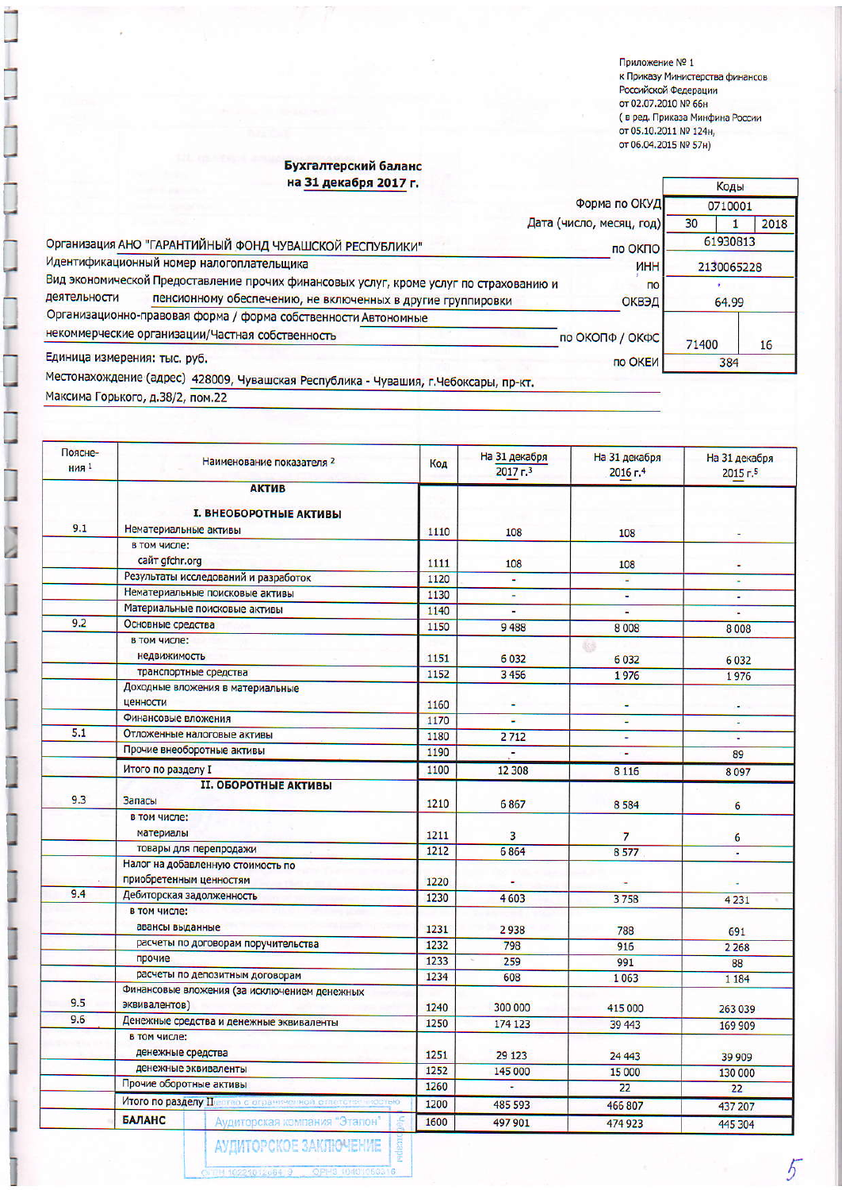Приложение № 1
к Приказу Министерства финансов
Российской Федерации
от 02.07.2010 № 66н
( в ред. Приказа Минфина России
от 05.10.2011 № 124н,
от 06.04.2015 № 57н)

# Бухгалтерский баланс
## на 31 декабря 2017 г.

| | | Коды | | |
|---|---|---|---|---|
| | Форма по ОКУД | 0710001 | | |
| | Дата (число, месяц, год) | 30 | 1 | 2018 |
| Организация АНО "ГАРАНТИЙНЫЙ ФОНД ЧУВАШСКОЙ РЕСПУБЛИКИ" | по ОКПО | 61930813 | | |
| Идентификационный номер налогоплательщика | ИНН | 2130065228 | | |
| Вид экономической деятельности Предоставление прочих финансовых услуг, кроме услуг по страхованию и пенсионному обеспечению, не включенных в другие группировки | по ОКВЭД | 64.99 | | |
| Организационно-правовая форма / форма собственности Автономные некоммерческие организации/Частная собственность | по ОКОПФ / ОКФС | 71400 | 16 | |
| Единица измерения: тыс. руб. | по ОКЕИ | 384 | | |

Местонахождение (адрес) 428009, Чувашская Республика - Чувашия, г.Чебоксары, пр-кт. Максима Горького, д.38/2, пом.22

| Пояснения [1] | Наименование показателя [2] | Код | На 31 декабря 2017 г.[3] | На 31 декабря 2016 г.[4] | На 31 декабря 2015 г.[5] |
|---|---|---|---|---|---|
| | **АКТИВ** | | | | |
| | **I. ВНЕОБОРОТНЫЕ АКТИВЫ** | | | | |
| 9.1 | Нематериальные активы | 1110 | 108 | 108 | - |
| | в том числе: сайт gfchr.org | 1111 | 108 | 108 | - |
| | Результаты исследований и разработок | 1120 | - | - | - |
| | Нематериальные поисковые активы | 1130 | - | - | - |
| | Материальные поисковые активы | 1140 | - | - | - |
| 9.2 | Основные средства | 1150 | 9 488 | 8 008 | 8 008 |
| | в том числе: недвижимость | 1151 | 6 032 | 6 032 | 6 032 |
| | транспортные средства | 1152 | 3 456 | 1 976 | 1 976 |
| | Доходные вложения в материальные ценности | 1160 | - | - | - |
| | Финансовые вложения | 1170 | - | - | - |
| 5.1 | Отложенные налоговые активы | 1180 | 2 712 | - | - |
| | Прочие внеоборотные активы | 1190 | - | - | 89 |
| | Итого по разделу I | 1100 | 12 308 | 8 116 | 8 097 |
| | **II. ОБОРОТНЫЕ АКТИВЫ** | | | | |
| 9.3 | Запасы | 1210 | 6 867 | 8 584 | 6 |
| | в том числе: материалы | 1211 | 3 | 7 | 6 |
| | товары для перепродажи | 1212 | 6 864 | 8 577 | - |
| | Налог на добавленную стоимость по приобретенным ценностям | 1220 | - | - | - |
| 9.4 | Дебиторская задолженность | 1230 | 4 603 | 3 758 | 4 231 |
| | в том числе: авансы выданные | 1231 | 2 938 | 788 | 691 |
| | расчеты по договорам поручительства | 1232 | 798 | 916 | 2 268 |
| | прочие | 1233 | 259 | 991 | 88 |
| | расчеты по депозитным договорам | 1234 | 608 | 1 063 | 1 184 |
| 9.5 | Финансовые вложения (за исключением денежных эквивалентов) | 1240 | 300 000 | 415 000 | 263 039 |
| 9.6 | Денежные средства и денежные эквиваленты | 1250 | 174 123 | 39 443 | 169 909 |
| | в том числе: денежные средства | 1251 | 29 123 | 24 443 | 39 909 |
| | денежные эквиваленты | 1252 | 145 000 | 15 000 | 130 000 |
| | Прочие оборотные активы | 1260 | - | 22 | 22 |
| | Итого по разделу II | 1200 | 485 593 | 466 807 | 437 207 |
| | **БАЛАНС** | 1600 | 497 901 | 474 923 | 445 304 |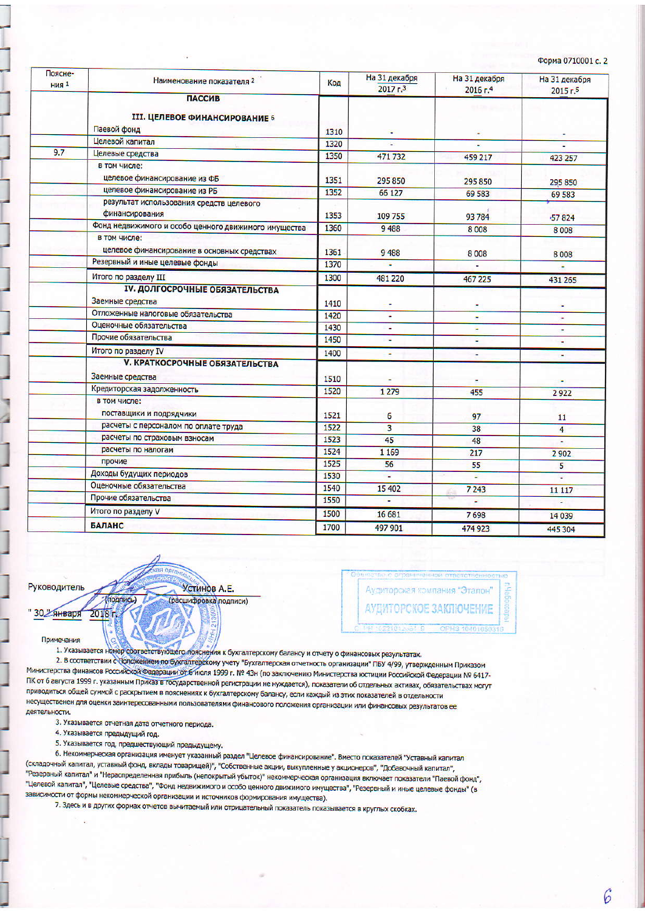Форма 0710001 с. 2

| Поясне-ния [1] | Наименование показателя [2] | Код | На 31 декабря 2017 г.[3] | На 31 декабря 2016 г.[4] | На 31 декабря 2015 г.[5] |
|---|---|---|---|---|---|
| | **ПАССИВ** | | | | |
| | **III. ЦЕЛЕВОЕ ФИНАНСИРОВАНИЕ [6]** | | | | |
| | Паевой фонд | 1310 | - | - | - |
| | Целевой капитал | 1320 | - | - | - |
| 9.7 | Целевые средства | 1350 | 471 732 | 459 217 | 423 257 |
| | в том числе: | | | | |
| | целевое финансирование из ФБ | 1351 | 295 850 | 295 850 | 295 850 |
| | целевое финансирование из РБ | 1352 | 66 127 | 69 583 | 69 583 |
| | результат использования средств целевого финансирования | 1353 | 109 755 | 93 784 | 57 824 |
| | Фонд недвижимого и особо ценного движимого имущества | 1360 | 9 488 | 8 008 | 8 008 |
| | в том числе: | | | | |
| | целевое финансирование в основных средствах | 1361 | 9 488 | 8 008 | 8 008 |
| | Резервный и иные целевые фонды | 1370 | - | - | - |
| | Итого по разделу III | 1300 | 481 220 | 467 225 | 431 265 |
| | **IV. ДОЛГОСРОЧНЫЕ ОБЯЗАТЕЛЬСТВА** | | | | |
| | Заемные средства | 1410 | - | - | - |
| | Отложенные налоговые обязательства | 1420 | - | - | - |
| | Оценочные обязательства | 1430 | - | - | - |
| | Прочие обязательства | 1450 | - | - | - |
| | Итого по разделу IV | 1400 | - | - | - |
| | **V. КРАТКОСРОЧНЫЕ ОБЯЗАТЕЛЬСТВА** | | | | |
| | Заемные средства | 1510 | - | - | - |
| | Кредиторская задолженность | 1520 | 1 279 | 455 | 2 922 |
| | в том числе: | | | | |
| | поставщики и подрядчики | 1521 | 6 | 97 | 11 |
| | расчеты с персоналом по оплате труда | 1522 | 3 | 38 | 4 |
| | расчеты по страховым взносам | 1523 | 45 | 48 | - |
| | расчеты по налогам | 1524 | 1 169 | 217 | 2 902 |
| | прочие | 1525 | 56 | 55 | 5 |
| | Доходы будущих периодов | 1530 | - | - | - |
| | Оценочные обязательства | 1540 | 15 402 | 7 243 | 11 117 |
| | Прочие обязательства | 1550 | - | - | - |
| | Итого по разделу V | 1500 | 16 681 | 7 698 | 14 039 |
| | **БАЛАНС** | 1700 | 497 901 | 474 923 | 445 304 |

Руководитель ____________ (подпись) Устинов А.Е. (расшифровка подписи)

" 30 " января 2018 г.

Общество с ограниченной ответственностью Аудиторская компания "Эталон" г.Чебоксары
АУДИТОРСКОЕ ЗАКЛЮЧЕНИЕ

Примечания

1. Указывается номер соответствующего пояснения к бухгалтерскому балансу и отчету о финансовых результатах.
2. В соответствии с Положением по бухгалтерскому учету "Бухгалтерская отчетность организации" ПБУ 4/99, утвержденным Приказом Министерства финансов Российской Федерации от 6 июля 1999 г. № 43н (по заключению Министерства юстиции Российской Федерации № 6417-ПК от 6 августа 1999 г. указанный Приказ в государственной регистрации не нуждается), показатели об отдельных активах, обязательствах могут приводиться общей суммой с раскрытием в пояснениях к бухгалтерскому балансу, если каждый из этих показателей в отдельности несущественен для оценки заинтересованными пользователями финансового положения организации или финансовых результатов ее деятельности.
3. Указывается отчетная дата отчетного периода.
4. Указывается предыдущий год.
5. Указывается год, предшествующий предыдущему.
6. Некоммерческая организация именует указанный раздел "Целевое финансирование". Вместо показателей "Уставный капитал (складочный капитал, уставный фонд, вклады товарищей)", "Собственные акции, выкупленные у акционеров", "Добавочный капитал", "Резервный капитал" и "Нераспределенная прибыль (непокрытый убыток)" некоммерческая организация включает показатели "Паевой фонд", "Целевой капитал", "Целевые средства", "Фонд недвижимого и особо ценного движимого имущества", "Резервный и иные целевые фонды" (в зависимости от формы некоммерческой организации и источников формирования имущества).
7. Здесь и в других формах отчетов вычитаемый или отрицательный показатель показывается в круглых скобках.